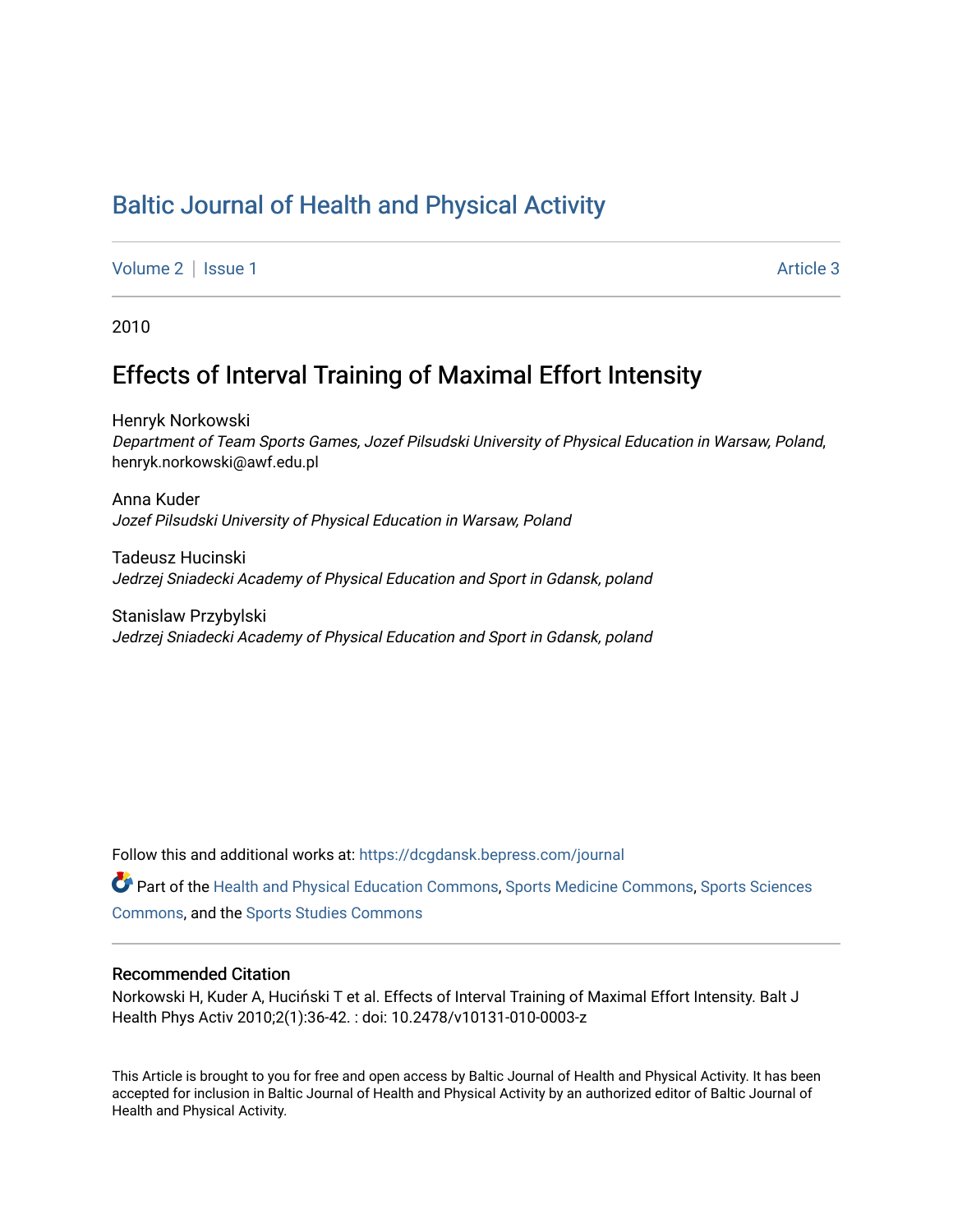# Baltic Journal of Health and Physical Activity

Volume 2 | Issue 1 Article 3

2010

## Effects of Interval Training of Maximal Effort Intensity

Henryk Norkowski
*Department of Team Sports Games, Jozef Pilsudski University of Physical Education in Warsaw, Poland*, henryk.norkowski@awf.edu.pl

Anna Kuder
*Jozef Pilsudski University of Physical Education in Warsaw, Poland*

Tadeusz Hucinski
*Jedrzej Sniadecki Academy of Physical Education and Sport in Gdansk, poland*

Stanislaw Przybylski
*Jedrzej Sniadecki Academy of Physical Education and Sport in Gdansk, poland*

Follow this and additional works at: https://dcgdansk.bepress.com/journal

Part of the Health and Physical Education Commons, Sports Medicine Commons, Sports Sciences Commons, and the Sports Studies Commons

### Recommended Citation

Norkowski H, Kuder A, Huciński T et al. Effects of Interval Training of Maximal Effort Intensity. Balt J Health Phys Activ 2010;2(1):36-42. : doi: 10.2478/v10131-010-0003-z

This Article is brought to you for free and open access by Baltic Journal of Health and Physical Activity. It has been accepted for inclusion in Baltic Journal of Health and Physical Activity by an authorized editor of Baltic Journal of Health and Physical Activity.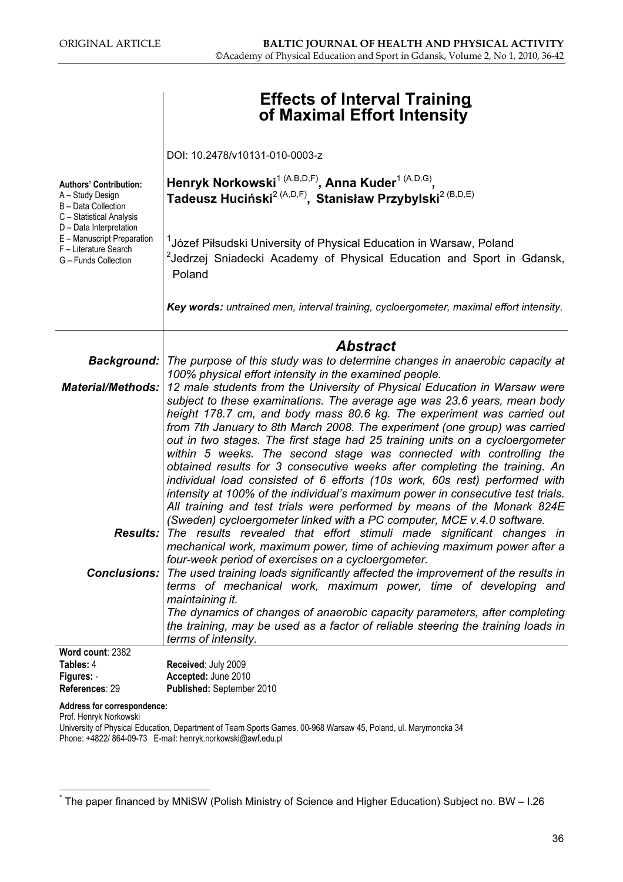# Effects of Interval Training of Maximal Effort Intensity*

DOI: 10.2478/v10131-010-0003-z

**Authors' Contribution:**
A – Study Design
B – Data Collection
C – Statistical Analysis
D – Data Interpretation
E – Manuscript Preparation
F – Literature Search
G – Funds Collection

**Henryk Norkowski**[1 (A,B,D,F)], **Anna Kuder**[1 (A,D,G)], **Tadeusz Huciński**[2 (A,D,F)], **Stanisław Przybylski**[2 (B,D,E)]

[1] Józef Piłsudski University of Physical Education in Warsaw, Poland
[2] Jedrzej Sniadecki Academy of Physical Education and Sport in Gdansk, Poland

***Key words:*** *untrained men, interval training, cycloergometer, maximal effort intensity.*

## *Abstract*

***Background:*** *The purpose of this study was to determine changes in anaerobic capacity at 100% physical effort intensity in the examined people.*

***Material/Methods:*** *12 male students from the University of Physical Education in Warsaw were subject to these examinations. The average age was 23.6 years, mean body height 178.7 cm, and body mass 80.6 kg. The experiment was carried out from 7th January to 8th March 2008. The experiment (one group) was carried out in two stages. The first stage had 25 training units on a cycloergometer within 5 weeks. The second stage was connected with controlling the obtained results for 3 consecutive weeks after completing the training. An individual load consisted of 6 efforts (10s work, 60s rest) performed with intensity at 100% of the individual's maximum power in consecutive test trials. All training and test trials were performed by means of the Monark 824E (Sweden) cycloergometer linked with a PC computer, MCE v.4.0 software.*

***Results:*** *The results revealed that effort stimuli made significant changes in mechanical work, maximum power, time of achieving maximum power after a four-week period of exercises on a cycloergometer.*

***Conclusions:*** *The used training loads significantly affected the improvement of the results in terms of mechanical work, maximum power, time of developing and maintaining it.*
*The dynamics of changes of anaerobic capacity parameters, after completing the training, may be used as a factor of reliable steering the training loads in terms of intensity.*

**Word count**: 2382
**Tables:** 4
**Figures:** -
**References**: 29

**Received**: July 2009
**Accepted:** June 2010
**Published:** September 2010

**Address for correspondence:**
Prof. Henryk Norkowski
University of Physical Education, Department of Team Sports Games, 00-968 Warsaw 45, Poland, ul. Marymoncka 34
Phone: +4822/ 864-09-73 E-mail: henryk.norkowski@awf.edu.pl

---

* The paper financed by MNiSW (Polish Ministry of Science and Higher Education) Subject no. BW – I.26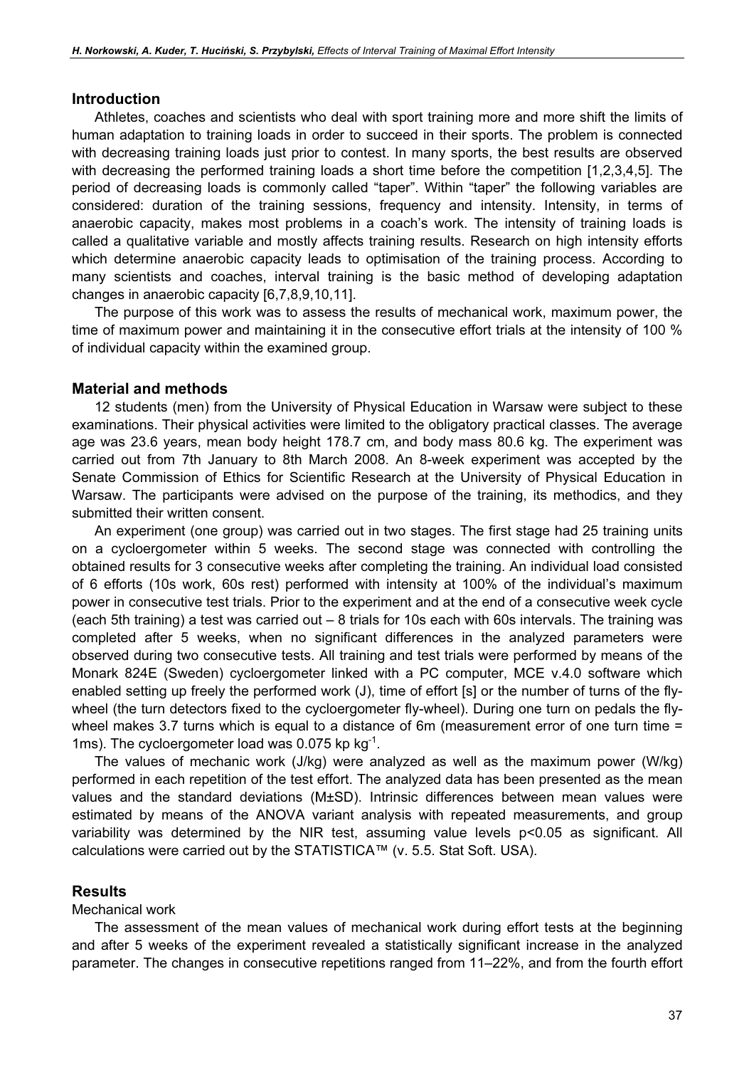## Introduction

Athletes, coaches and scientists who deal with sport training more and more shift the limits of human adaptation to training loads in order to succeed in their sports. The problem is connected with decreasing training loads just prior to contest. In many sports, the best results are observed with decreasing the performed training loads a short time before the competition [1,2,3,4,5]. The period of decreasing loads is commonly called "taper". Within "taper" the following variables are considered: duration of the training sessions, frequency and intensity. Intensity, in terms of anaerobic capacity, makes most problems in a coach's work. The intensity of training loads is called a qualitative variable and mostly affects training results. Research on high intensity efforts which determine anaerobic capacity leads to optimisation of the training process. According to many scientists and coaches, interval training is the basic method of developing adaptation changes in anaerobic capacity [6,7,8,9,10,11].

The purpose of this work was to assess the results of mechanical work, maximum power, the time of maximum power and maintaining it in the consecutive effort trials at the intensity of 100 % of individual capacity within the examined group.

## Material and methods

12 students (men) from the University of Physical Education in Warsaw were subject to these examinations. Their physical activities were limited to the obligatory practical classes. The average age was 23.6 years, mean body height 178.7 cm, and body mass 80.6 kg. The experiment was carried out from 7th January to 8th March 2008. An 8-week experiment was accepted by the Senate Commission of Ethics for Scientific Research at the University of Physical Education in Warsaw. The participants were advised on the purpose of the training, its methodics, and they submitted their written consent.

An experiment (one group) was carried out in two stages. The first stage had 25 training units on a cycloergometer within 5 weeks. The second stage was connected with controlling the obtained results for 3 consecutive weeks after completing the training. An individual load consisted of 6 efforts (10s work, 60s rest) performed with intensity at 100% of the individual's maximum power in consecutive test trials. Prior to the experiment and at the end of a consecutive week cycle (each 5th training) a test was carried out – 8 trials for 10s each with 60s intervals. The training was completed after 5 weeks, when no significant differences in the analyzed parameters were observed during two consecutive tests. All training and test trials were performed by means of the Monark 824E (Sweden) cycloergometer linked with a PC computer, MCE v.4.0 software which enabled setting up freely the performed work (J), time of effort [s] or the number of turns of the fly-wheel (the turn detectors fixed to the cycloergometer fly-wheel). During one turn on pedals the fly-wheel makes 3.7 turns which is equal to a distance of 6m (measurement error of one turn time = 1ms). The cycloergometer load was 0.075 kp $kg^{-1}$.

The values of mechanic work (J/kg) were analyzed as well as the maximum power (W/kg) performed in each repetition of the test effort. The analyzed data has been presented as the mean values and the standard deviations (M±SD). Intrinsic differences between mean values were estimated by means of the ANOVA variant analysis with repeated measurements, and group variability was determined by the NIR test, assuming value levels $p<0.05$ as significant. All calculations were carried out by the STATISTICA™ (v. 5.5. Stat Soft. USA).

## Results

Mechanical work

The assessment of the mean values of mechanical work during effort tests at the beginning and after 5 weeks of the experiment revealed a statistically significant increase in the analyzed parameter. The changes in consecutive repetitions ranged from 11–22%, and from the fourth effort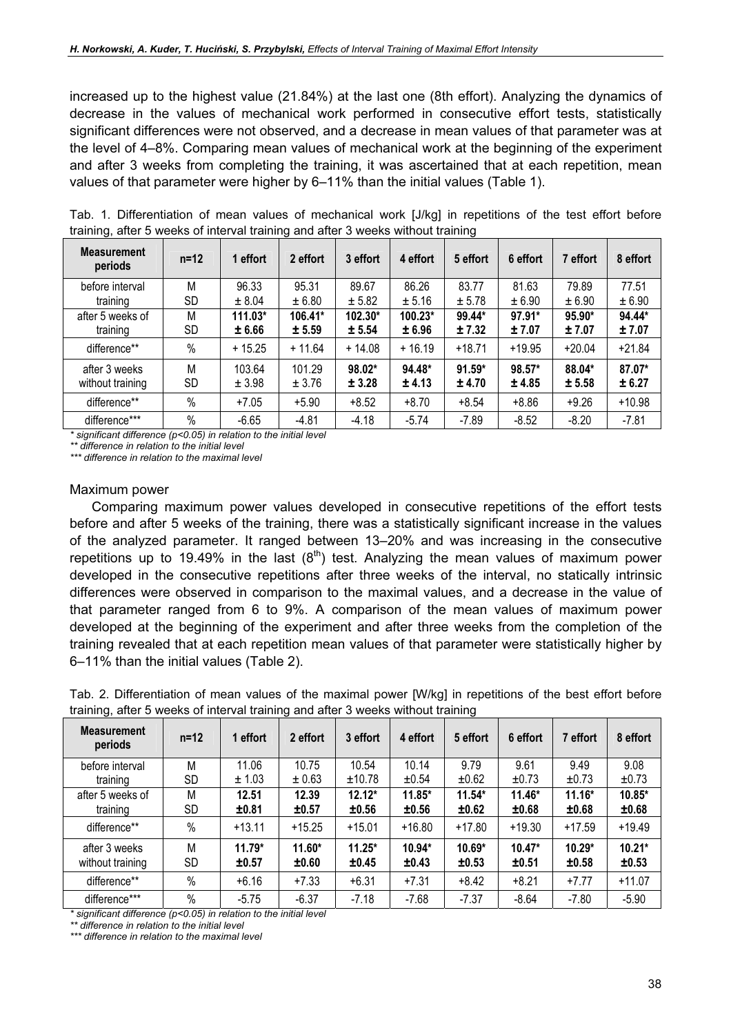increased up to the highest value (21.84%) at the last one (8th effort). Analyzing the dynamics of decrease in the values of mechanical work performed in consecutive effort tests, statistically significant differences were not observed, and a decrease in mean values of that parameter was at the level of 4–8%. Comparing mean values of mechanical work at the beginning of the experiment and after 3 weeks from completing the training, it was ascertained that at each repetition, mean values of that parameter were higher by 6–11% than the initial values (Table 1).

Tab. 1. Differentiation of mean values of mechanical work [J/kg] in repetitions of the test effort before training, after 5 weeks of interval training and after 3 weeks without training

| Measurement periods | n=12 | 1 effort | 2 effort | 3 effort | 4 effort | 5 effort | 6 effort | 7 effort | 8 effort |
|---|---|---|---|---|---|---|---|---|---|
| before interval training | M<br>SD | 96.33<br>± 8.04 | 95.31<br>± 6.80 | 89.67<br>± 5.82 | 86.26<br>± 5.16 | 83.77<br>± 5.78 | 81.63<br>± 6.90 | 79.89<br>± 6.90 | 77.51<br>± 6.90 |
| after 5 weeks of training | M<br>SD | **111.03\***<br>**± 6.66** | **106.41\***<br>**± 5.59** | **102.30\***<br>**± 5.54** | **100.23\***<br>**± 6.96** | **99.44\***<br>**± 7.32** | **97.91\***<br>**± 7.07** | **95.90\***<br>**± 7.07** | **94.44\***<br>**± 7.07** |
| difference** | % | + 15.25 | + 11.64 | + 14.08 | + 16.19 | +18.71 | +19.95 | +20.04 | +21.84 |
| after 3 weeks without training | M<br>SD | 103.64<br>± 3.98 | 101.29<br>± 3.76 | **98.02\***<br>**± 3.28** | **94.48\***<br>**± 4.13** | **91.59\***<br>**± 4.70** | **98.57\***<br>**± 4.85** | **88.04\***<br>**± 5.58** | **87.07\***<br>**± 6.27** |
| difference** | % | +7.05 | +5.90 | +8.52 | +8.70 | +8.54 | +8.86 | +9.26 | +10.98 |
| difference*** | % | -6.65 | -4.81 | -4.18 | -5.74 | -7.89 | -8.52 | -8.20 | -7.81 |

*\* significant difference (p<0.05) in relation to the initial level*
*\*\* difference in relation to the initial level*
*\*\*\* difference in relation to the maximal level*

## Maximum power

Comparing maximum power values developed in consecutive repetitions of the effort tests before and after 5 weeks of the training, there was a statistically significant increase in the values of the analyzed parameter. It ranged between 13–20% and was increasing in the consecutive repetitions up to 19.49% in the last (8th) test. Analyzing the mean values of maximum power developed in the consecutive repetitions after three weeks of the interval, no statically intrinsic differences were observed in comparison to the maximal values, and a decrease in the value of that parameter ranged from 6 to 9%. A comparison of the mean values of maximum power developed at the beginning of the experiment and after three weeks from the completion of the training revealed that at each repetition mean values of that parameter were statistically higher by 6–11% than the initial values (Table 2).

Tab. 2. Differentiation of mean values of the maximal power [W/kg] in repetitions of the best effort before training, after 5 weeks of interval training and after 3 weeks without training

| Measurement periods | n=12 | 1 effort | 2 effort | 3 effort | 4 effort | 5 effort | 6 effort | 7 effort | 8 effort |
|---|---|---|---|---|---|---|---|---|---|
| before interval training | M<br>SD | 11.06<br>± 1.03 | 10.75<br>± 0.63 | 10.54<br>±10.78 | 10.14<br>±0.54 | 9.79<br>±0.62 | 9.61<br>±0.73 | 9.49<br>±0.73 | 9.08<br>±0.73 |
| after 5 weeks of training | M<br>SD | **12.51**<br>**±0.81** | **12.39**<br>**±0.57** | **12.12\***<br>**±0.56** | **11.85\***<br>**±0.56** | **11.54\***<br>**±0.62** | **11.46\***<br>**±0.68** | **11.16\***<br>**±0.68** | **10.85\***<br>**±0.68** |
| difference** | % | +13.11 | +15.25 | +15.01 | +16.80 | +17.80 | +19.30 | +17.59 | +19.49 |
| after 3 weeks without training | M<br>SD | **11.79\***<br>**±0.57** | **11.60\***<br>**±0.60** | **11.25\***<br>**±0.45** | **10.94\***<br>**±0.43** | **10.69\***<br>**±0.53** | **10.47\***<br>**±0.51** | **10.29\***<br>**±0.58** | **10.21\***<br>**±0.53** |
| difference** | % | +6.16 | +7.33 | +6.31 | +7.31 | +8.42 | +8.21 | +7.77 | +11.07 |
| difference*** | % | -5.75 | -6.37 | -7.18 | -7.68 | -7.37 | -8.64 | -7.80 | -5.90 |

*\* significant difference (p<0.05) in relation to the initial level*
*\*\* difference in relation to the initial level*
*\*\*\* difference in relation to the maximal level*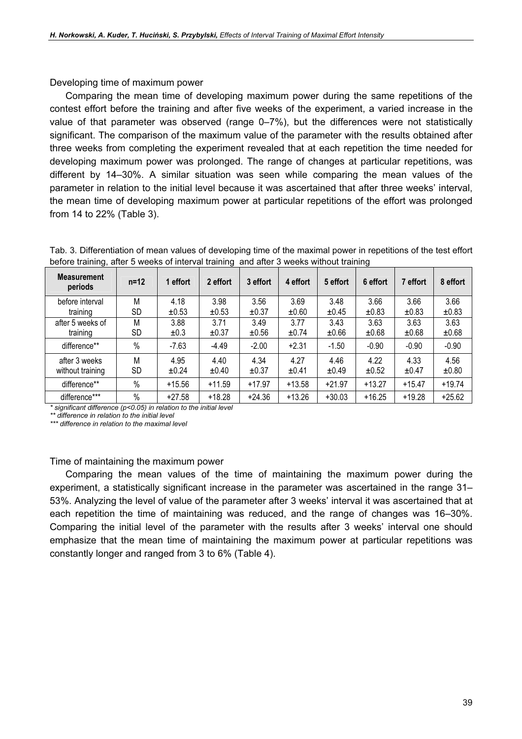Developing time of maximum power

Comparing the mean time of developing maximum power during the same repetitions of the contest effort before the training and after five weeks of the experiment, a varied increase in the value of that parameter was observed (range 0–7%), but the differences were not statistically significant. The comparison of the maximum value of the parameter with the results obtained after three weeks from completing the experiment revealed that at each repetition the time needed for developing maximum power was prolonged. The range of changes at particular repetitions, was different by 14–30%. A similar situation was seen while comparing the mean values of the parameter in relation to the initial level because it was ascertained that after three weeks' interval, the mean time of developing maximum power at particular repetitions of the effort was prolonged from 14 to 22% (Table 3).

Tab. 3. Differentiation of mean values of developing time of the maximal power in repetitions of the test effort before training, after 5 weeks of interval training and after 3 weeks without training

| Measurement periods | n=12 | 1 effort | 2 effort | 3 effort | 4 effort | 5 effort | 6 effort | 7 effort | 8 effort |
|---|---|---|---|---|---|---|---|---|---|
| before interval training | M<br>SD | 4.18<br>±0.53 | 3.98<br>±0.53 | 3.56<br>±0.37 | 3.69<br>±0.60 | 3.48<br>±0.45 | 3.66<br>±0.83 | 3.66<br>±0.83 | 3.66<br>±0.83 |
| after 5 weeks of training | M<br>SD | 3.88<br>±0.3 | 3.71<br>±0.37 | 3.49<br>±0.56 | 3.77<br>±0.74 | 3.43<br>±0.66 | 3.63<br>±0.68 | 3.63<br>±0.68 | 3.63<br>±0.68 |
| difference** | % | -7.63 | -4.49 | -2.00 | +2.31 | -1.50 | -0.90 | -0.90 | -0.90 |
| after 3 weeks without training | M<br>SD | 4.95<br>±0.24 | 4.40<br>±0.40 | 4.34<br>±0.37 | 4.27<br>±0.41 | 4.46<br>±0.49 | 4.22<br>±0.52 | 4.33<br>±0.47 | 4.56<br>±0.80 |
| difference** | % | +15.56 | +11.59 | +17.97 | +13.58 | +21.97 | +13.27 | +15.47 | +19.74 |
| difference*** | % | +27.58 | +18.28 | +24.36 | +13.26 | +30.03 | +16.25 | +19.28 | +25.62 |

*\* significant difference ($p<0.05$) in relation to the initial level*
*\*\* difference in relation to the initial level*
*\*\*\* difference in relation to the maximal level*

Time of maintaining the maximum power

Comparing the mean values of the time of maintaining the maximum power during the experiment, a statistically significant increase in the parameter was ascertained in the range 31–53%. Analyzing the level of value of the parameter after 3 weeks' interval it was ascertained that at each repetition the time of maintaining was reduced, and the range of changes was 16–30%. Comparing the initial level of the parameter with the results after 3 weeks' interval one should emphasize that the mean time of maintaining the maximum power at particular repetitions was constantly longer and ranged from 3 to 6% (Table 4).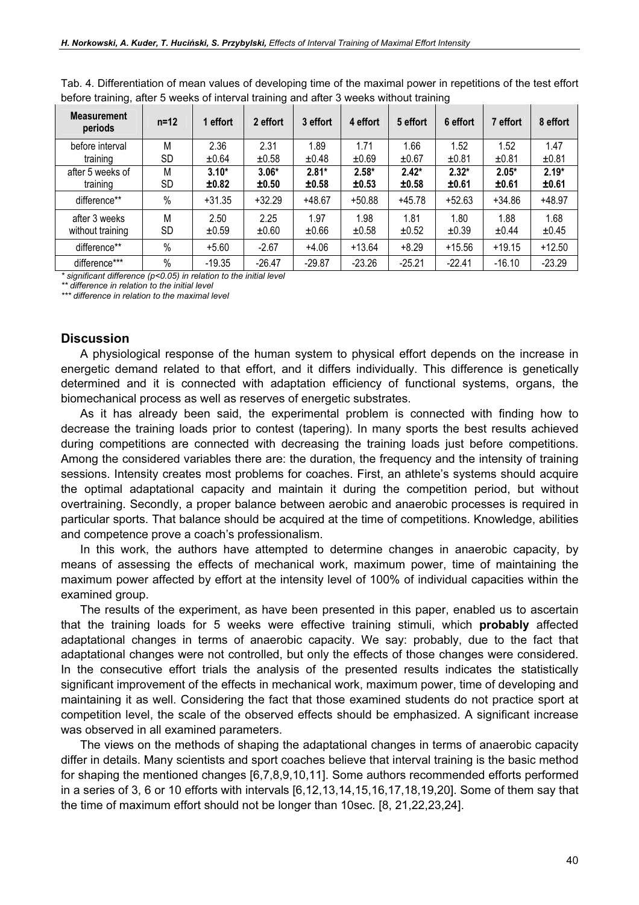Tab. 4. Differentiation of mean values of developing time of the maximal power in repetitions of the test effort before training, after 5 weeks of interval training and after 3 weeks without training

| Measurement periods | n=12 | 1 effort | 2 effort | 3 effort | 4 effort | 5 effort | 6 effort | 7 effort | 8 effort |
|---|---|---|---|---|---|---|---|---|---|
| before interval training | M<br>SD | 2.36<br>±0.64 | 2.31<br>±0.58 | 1.89<br>±0.48 | 1.71<br>±0.69 | 1.66<br>±0.67 | 1.52<br>±0.81 | 1.52<br>±0.81 | 1.47<br>±0.81 |
| after 5 weeks of training | M<br>SD | **3.10\***<br>**±0.82** | **3.06\***<br>**±0.50** | **2.81\***<br>**±0.58** | **2.58\***<br>**±0.53** | **2.42\***<br>**±0.58** | **2.32\***<br>**±0.61** | **2.05\***<br>**±0.61** | **2.19\***<br>**±0.61** |
| difference** | % | +31.35 | +32.29 | +48.67 | +50.88 | +45.78 | +52.63 | +34.86 | +48.97 |
| after 3 weeks without training | M<br>SD | 2.50<br>±0.59 | 2.25<br>±0.60 | 1.97<br>±0.66 | 1.98<br>±0.58 | 1.81<br>±0.52 | 1.80<br>±0.39 | 1.88<br>±0.44 | 1.68<br>±0.45 |
| difference** | % | +5.60 | -2.67 | +4.06 | +13.64 | +8.29 | +15.56 | +19.15 | +12.50 |
| difference*** | % | -19.35 | -26.47 | -29.87 | -23.26 | -25.21 | -22.41 | -16.10 | -23.29 |

*\* significant difference ($p<0.05$) in relation to the initial level*
*\*\* difference in relation to the initial level*
*\*\*\* difference in relation to the maximal level*

## Discussion

A physiological response of the human system to physical effort depends on the increase in energetic demand related to that effort, and it differs individually. This difference is genetically determined and it is connected with adaptation efficiency of functional systems, organs, the biomechanical process as well as reserves of energetic substrates.

As it has already been said, the experimental problem is connected with finding how to decrease the training loads prior to contest (tapering). In many sports the best results achieved during competitions are connected with decreasing the training loads just before competitions. Among the considered variables there are: the duration, the frequency and the intensity of training sessions. Intensity creates most problems for coaches. First, an athlete's systems should acquire the optimal adaptational capacity and maintain it during the competition period, but without overtraining. Secondly, a proper balance between aerobic and anaerobic processes is required in particular sports. That balance should be acquired at the time of competitions. Knowledge, abilities and competence prove a coach's professionalism.

In this work, the authors have attempted to determine changes in anaerobic capacity, by means of assessing the effects of mechanical work, maximum power, time of maintaining the maximum power affected by effort at the intensity level of 100% of individual capacities within the examined group.

The results of the experiment, as have been presented in this paper, enabled us to ascertain that the training loads for 5 weeks were effective training stimuli, which **probably** affected adaptational changes in terms of anaerobic capacity. We say: probably, due to the fact that adaptational changes were not controlled, but only the effects of those changes were considered. In the consecutive effort trials the analysis of the presented results indicates the statistically significant improvement of the effects in mechanical work, maximum power, time of developing and maintaining it as well. Considering the fact that those examined students do not practice sport at competition level, the scale of the observed effects should be emphasized. A significant increase was observed in all examined parameters.

The views on the methods of shaping the adaptational changes in terms of anaerobic capacity differ in details. Many scientists and sport coaches believe that interval training is the basic method for shaping the mentioned changes [6,7,8,9,10,11]. Some authors recommended efforts performed in a series of 3, 6 or 10 efforts with intervals [6,12,13,14,15,16,17,18,19,20]. Some of them say that the time of maximum effort should not be longer than 10sec. [8, 21,22,23,24].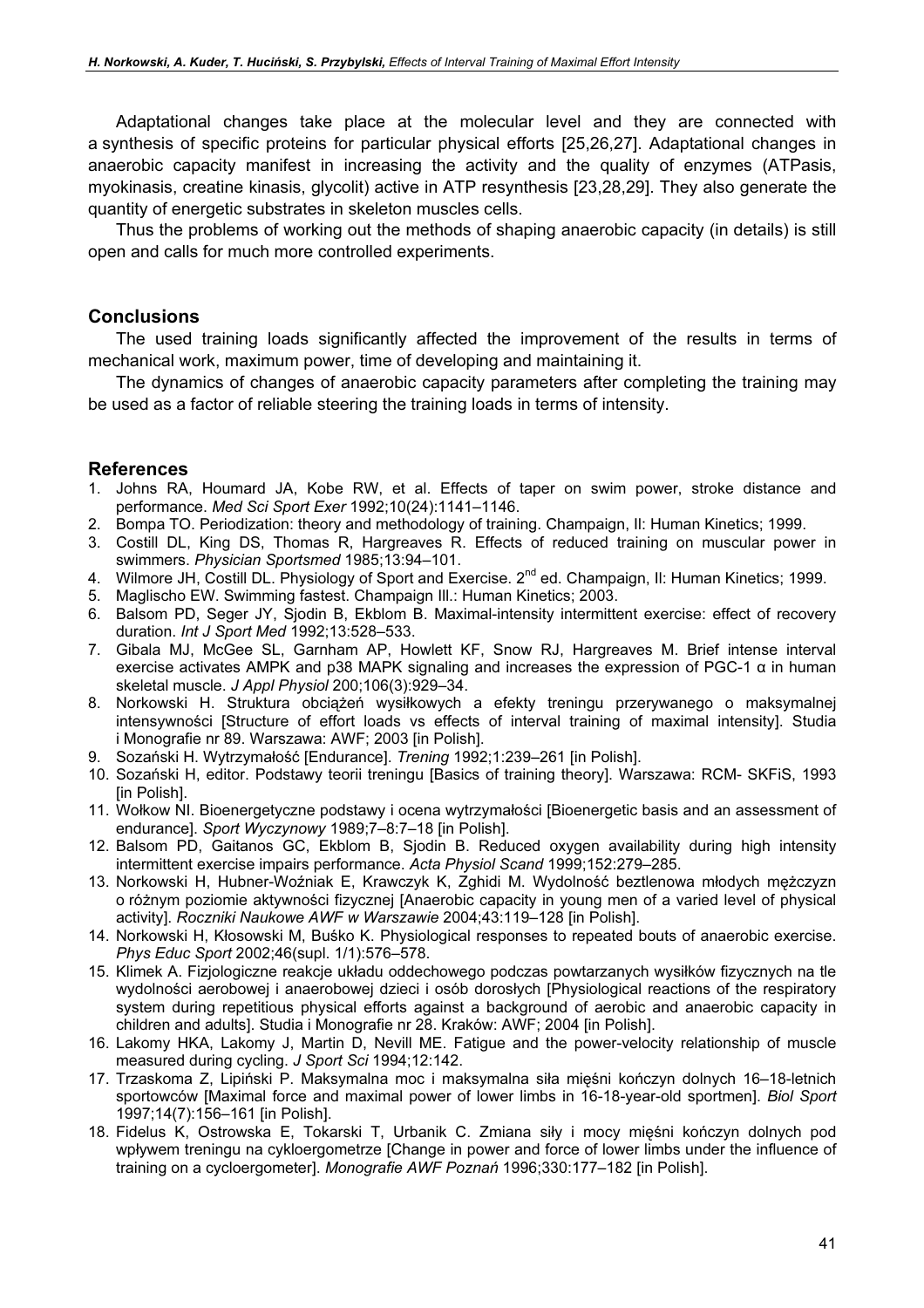Adaptational changes take place at the molecular level and they are connected with a synthesis of specific proteins for particular physical efforts [25,26,27]. Adaptational changes in anaerobic capacity manifest in increasing the activity and the quality of enzymes (ATPasis, myokinasis, creatine kinasis, glycolit) active in ATP resynthesis [23,28,29]. They also generate the quantity of energetic substrates in skeleton muscles cells.

Thus the problems of working out the methods of shaping anaerobic capacity (in details) is still open and calls for much more controlled experiments.

## Conclusions

The used training loads significantly affected the improvement of the results in terms of mechanical work, maximum power, time of developing and maintaining it.

The dynamics of changes of anaerobic capacity parameters after completing the training may be used as a factor of reliable steering the training loads in terms of intensity.

## References

1. Johns RA, Houmard JA, Kobe RW, et al. Effects of taper on swim power, stroke distance and performance. *Med Sci Sport Exer* 1992;10(24):1141–1146.
2. Bompa TO. Periodization: theory and methodology of training. Champaign, Il: Human Kinetics; 1999.
3. Costill DL, King DS, Thomas R, Hargreaves R. Effects of reduced training on muscular power in swimmers. *Physician Sportsmed* 1985;13:94–101.
4. Wilmore JH, Costill DL. Physiology of Sport and Exercise. 2nd ed. Champaign, Il: Human Kinetics; 1999.
5. Maglischo EW. Swimming fastest. Champaign Ill.: Human Kinetics; 2003.
6. Balsom PD, Seger JY, Sjodin B, Ekblom B. Maximal-intensity intermittent exercise: effect of recovery duration. *Int J Sport Med* 1992;13:528–533.
7. Gibala MJ, McGee SL, Garnham AP, Howlett KF, Snow RJ, Hargreaves M. Brief intense interval exercise activates AMPK and p38 MAPK signaling and increases the expression of PGC-1 α in human skeletal muscle. *J Appl Physiol* 200;106(3):929–34.
8. Norkowski H. Struktura obciążeń wysiłkowych a efekty treningu przerywanego o maksymalnej intensywności [Structure of effort loads vs effects of interval training of maximal intensity]. Studia i Monografie nr 89. Warszawa: AWF; 2003 [in Polish].
9. Sozański H. Wytrzymałość [Endurance]. *Trening* 1992;1:239–261 [in Polish].
10. Sozański H, editor. Podstawy teorii treningu [Basics of training theory]. Warszawa: RCM- SKFiS, 1993 [in Polish].
11. Wołkow NI. Bioenergetyczne podstawy i ocena wytrzymałości [Bioenergetic basis and an assessment of endurance]. *Sport Wyczynowy* 1989;7–8:7–18 [in Polish].
12. Balsom PD, Gaitanos GC, Ekblom B, Sjodin B. Reduced oxygen availability during high intensity intermittent exercise impairs performance. *Acta Physiol Scand* 1999;152:279–285.
13. Norkowski H, Hubner-Woźniak E, Krawczyk K, Zghidi M. Wydolność beztlenowa młodych mężczyzn o różnym poziomie aktywności fizycznej [Anaerobic capacity in young men of a varied level of physical activity]. *Roczniki Naukowe AWF w Warszawie* 2004;43:119–128 [in Polish].
14. Norkowski H, Kłosowski M, Buśko K. Physiological responses to repeated bouts of anaerobic exercise. *Phys Educ Sport* 2002;46(supl. 1/1):576–578.
15. Klimek A. Fizjologiczne reakcje układu oddechowego podczas powtarzanych wysiłków fizycznych na tle wydolności aerobowej i anaerobowej dzieci i osób dorosłych [Physiological reactions of the respiratory system during repetitious physical efforts against a background of aerobic and anaerobic capacity in children and adults]. Studia i Monografie nr 28. Kraków: AWF; 2004 [in Polish].
16. Lakomy HKA, Lakomy J, Martin D, Nevill ME. Fatigue and the power-velocity relationship of muscle measured during cycling. *J Sport Sci* 1994;12:142.
17. Trzaskoma Z, Lipiński P. Maksymalna moc i maksymalna siła mięśni kończyn dolnych 16–18-letnich sportowców [Maximal force and maximal power of lower limbs in 16-18-year-old sportmen]. *Biol Sport* 1997;14(7):156–161 [in Polish].
18. Fidelus K, Ostrowska E, Tokarski T, Urbanik C. Zmiana siły i mocy mięśni kończyn dolnych pod wpływem treningu na cykloergometrze [Change in power and force of lower limbs under the influence of training on a cycloergometer]. *Monografie AWF Poznań* 1996;330:177–182 [in Polish].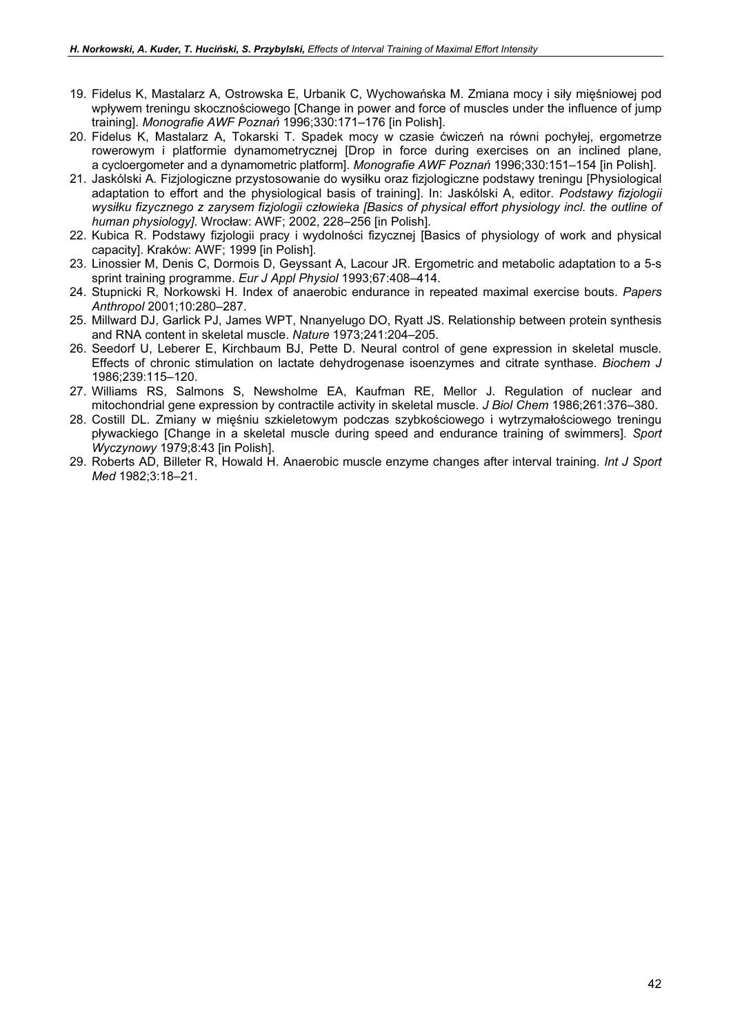19. Fidelus K, Mastalarz A, Ostrowska E, Urbanik C, Wychowańska M. Zmiana mocy i siły mięśniowej pod wpływem treningu skocznościowego [Change in power and force of muscles under the influence of jump training]. *Monografie AWF Poznań* 1996;330:171–176 [in Polish].
20. Fidelus K, Mastalarz A, Tokarski T. Spadek mocy w czasie ćwiczeń na równi pochyłej, ergometrze rowerowym i platformie dynamometrycznej [Drop in force during exercises on an inclined plane, a cycloergometer and a dynamometric platform]. *Monografie AWF Poznań* 1996;330:151–154 [in Polish].
21. Jaskólski A. Fizjologiczne przystosowanie do wysiłku oraz fizjologiczne podstawy treningu [Physiological adaptation to effort and the physiological basis of training]. In: Jaskólski A, editor. *Podstawy fizjologii wysiłku fizycznego z zarysem fizjologii człowieka [Basics of physical effort physiology incl. the outline of human physiology]*. Wrocław: AWF; 2002, 228–256 [in Polish].
22. Kubica R. Podstawy fizjologii pracy i wydolności fizycznej [Basics of physiology of work and physical capacity]. Kraków: AWF; 1999 [in Polish].
23. Linossier M, Denis C, Dormois D, Geyssant A, Lacour JR. Ergometric and metabolic adaptation to a 5-s sprint training programme. *Eur J Appl Physiol* 1993;67:408–414.
24. Stupnicki R, Norkowski H. Index of anaerobic endurance in repeated maximal exercise bouts. *Papers Anthropol* 2001;10:280–287.
25. Millward DJ, Garlick PJ, James WPT, Nnanyelugo DO, Ryatt JS. Relationship between protein synthesis and RNA content in skeletal muscle. *Nature* 1973;241:204–205.
26. Seedorf U, Leberer E, Kirchbaum BJ, Pette D. Neural control of gene expression in skeletal muscle. Effects of chronic stimulation on lactate dehydrogenase isoenzymes and citrate synthase. *Biochem J* 1986;239:115–120.
27. Williams RS, Salmons S, Newsholme EA, Kaufman RE, Mellor J. Regulation of nuclear and mitochondrial gene expression by contractile activity in skeletal muscle. *J Biol Chem* 1986;261:376–380.
28. Costill DL. Zmiany w mięśniu szkieletowym podczas szybkościowego i wytrzymałościowego treningu pływackiego [Change in a skeletal muscle during speed and endurance training of swimmers]. *Sport Wyczynowy* 1979;8:43 [in Polish].
29. Roberts AD, Billeter R, Howald H. Anaerobic muscle enzyme changes after interval training. *Int J Sport Med* 1982;3:18–21.